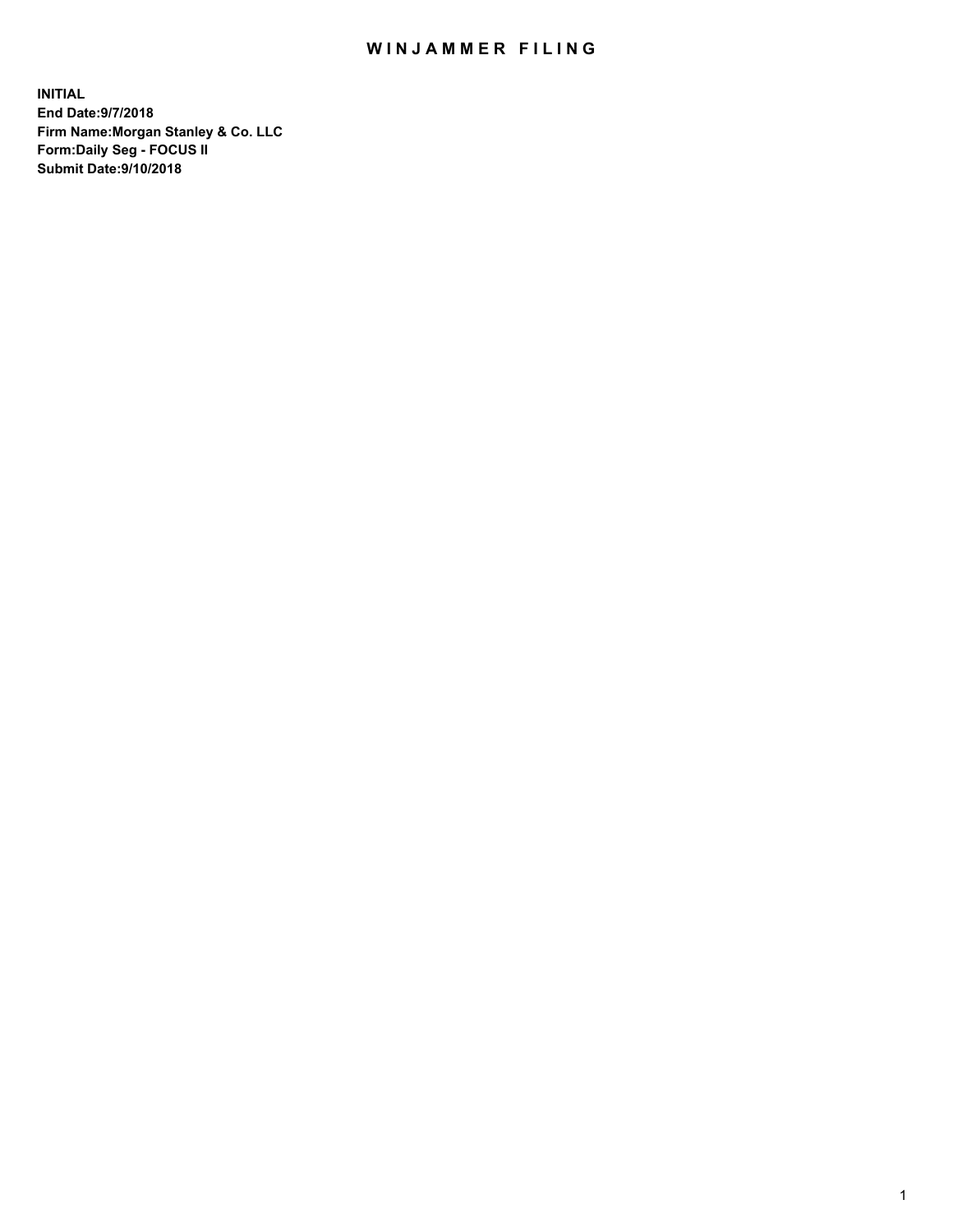# WINJAMMER FILING

**INITIAL**
**End Date:9/7/2018**
**Firm Name:Morgan Stanley & Co. LLC**
**Form:Daily Seg - FOCUS II**
**Submit Date:9/10/2018**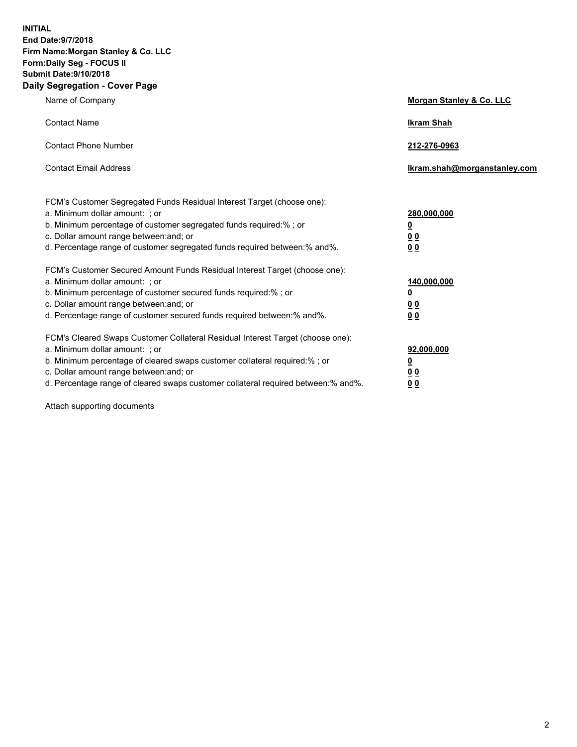**INITIAL**
**End Date:9/7/2018**
**Firm Name:Morgan Stanley & Co. LLC**
**Form:Daily Seg - FOCUS II**
**Submit Date:9/10/2018**

## Daily Segregation - Cover Page

| | |
|---|---|
| Name of Company | **Morgan Stanley & Co. LLC** |
| Contact Name | **Ikram Shah** |
| Contact Phone Number | **212-276-0963** |
| Contact Email Address | **Ikram.shah@morganstanley.com** |

| | |
|---|---|
| FCM's Customer Segregated Funds Residual Interest Target (choose one): | |
| a. Minimum dollar amount: ; or | **280,000,000** |
| b. Minimum percentage of customer segregated funds required:% ; or | **0** |
| c. Dollar amount range between:and; or | **0 0** |
| d. Percentage range of customer segregated funds required between:% and%. | **0 0** |

| | |
|---|---|
| FCM's Customer Secured Amount Funds Residual Interest Target (choose one): | |
| a. Minimum dollar amount: ; or | **140,000,000** |
| b. Minimum percentage of customer secured funds required:% ; or | **0** |
| c. Dollar amount range between:and; or | **0 0** |
| d. Percentage range of customer secured funds required between:% and%. | **0 0** |

| | |
|---|---|
| FCM's Cleared Swaps Customer Collateral Residual Interest Target (choose one): | |
| a. Minimum dollar amount: ; or | **92,000,000** |
| b. Minimum percentage of cleared swaps customer collateral required:% ; or | **0** |
| c. Dollar amount range between:and; or | **0 0** |
| d. Percentage range of cleared swaps customer collateral required between:% and%. | **0 0** |

Attach supporting documents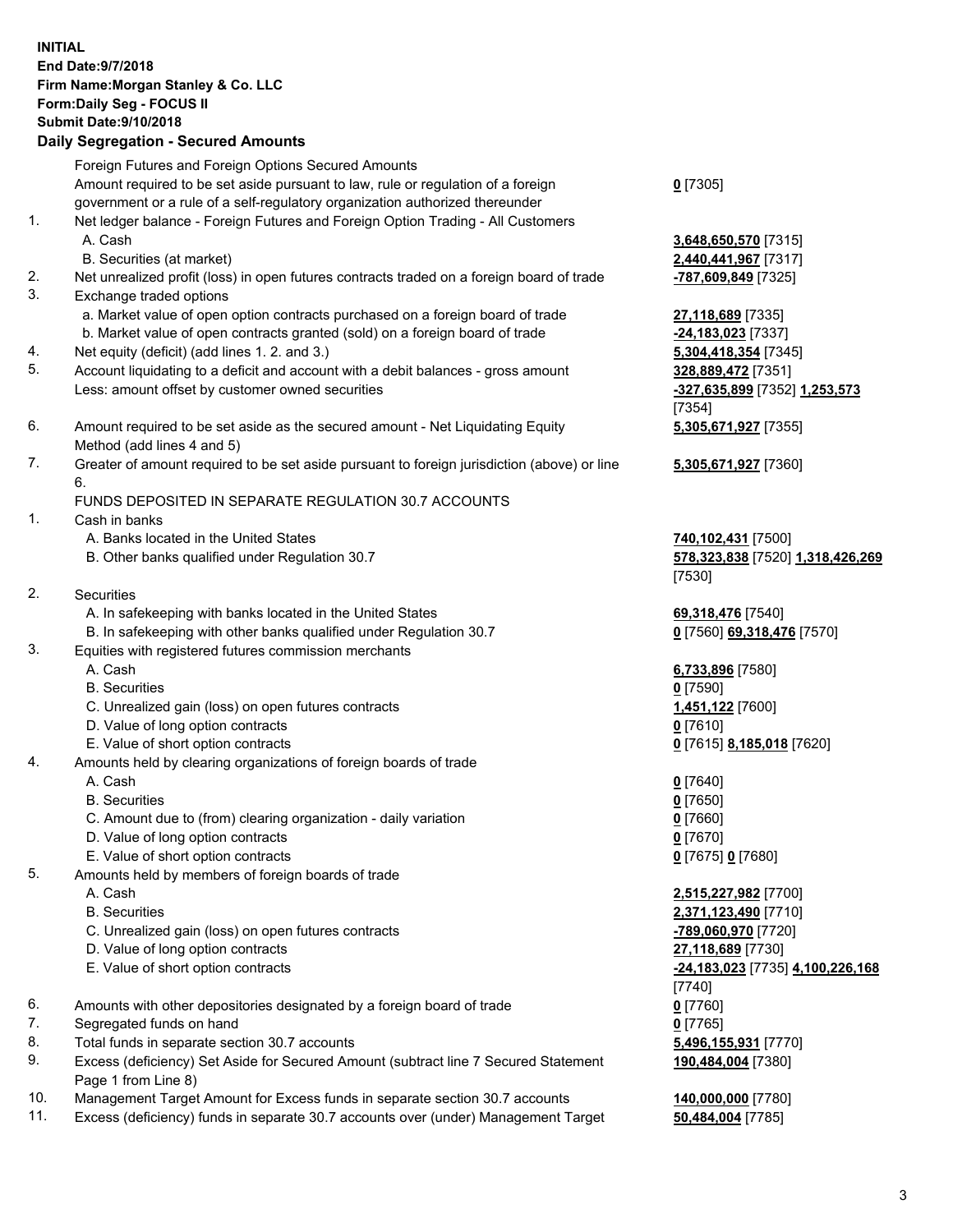**INITIAL**
**End Date:9/7/2018**
**Firm Name:Morgan Stanley & Co. LLC**
**Form:Daily Seg - FOCUS II**
**Submit Date:9/10/2018**

## Daily Segregation - Secured Amounts

| | | |
|---|---|---|
| | Foreign Futures and Foreign Options Secured Amounts | |
| | Amount required to be set aside pursuant to law, rule or regulation of a foreign government or a rule of a self-regulatory organization authorized thereunder | **0** [7305] |
| 1. | Net ledger balance - Foreign Futures and Foreign Option Trading - All Customers | |
| | A. Cash | **3,648,650,570** [7315] |
| | B. Securities (at market) | **2,440,441,967** [7317] |
| 2. | Net unrealized profit (loss) in open futures contracts traded on a foreign board of trade | **-787,609,849** [7325] |
| 3. | Exchange traded options | |
| | a. Market value of open option contracts purchased on a foreign board of trade | **27,118,689** [7335] |
| | b. Market value of open contracts granted (sold) on a foreign board of trade | **-24,183,023** [7337] |
| 4. | Net equity (deficit) (add lines 1. 2. and 3.) | **5,304,418,354** [7345] |
| 5. | Account liquidating to a deficit and account with a debit balances - gross amount | **328,889,472** [7351] |
| | Less: amount offset by customer owned securities | **-327,635,899** [7352] **1,253,573** [7354] |
| 6. | Amount required to be set aside as the secured amount - Net Liquidating Equity Method (add lines 4 and 5) | **5,305,671,927** [7355] |
| 7. | Greater of amount required to be set aside pursuant to foreign jurisdiction (above) or line 6. | **5,305,671,927** [7360] |
| | FUNDS DEPOSITED IN SEPARATE REGULATION 30.7 ACCOUNTS | |
| 1. | Cash in banks | |
| | A. Banks located in the United States | **740,102,431** [7500] |
| | B. Other banks qualified under Regulation 30.7 | **578,323,838** [7520] **1,318,426,269** [7530] |
| 2. | Securities | |
| | A. In safekeeping with banks located in the United States | **69,318,476** [7540] |
| | B. In safekeeping with other banks qualified under Regulation 30.7 | **0** [7560] **69,318,476** [7570] |
| 3. | Equities with registered futures commission merchants | |
| | A. Cash | **6,733,896** [7580] |
| | B. Securities | **0** [7590] |
| | C. Unrealized gain (loss) on open futures contracts | **1,451,122** [7600] |
| | D. Value of long option contracts | **0** [7610] |
| | E. Value of short option contracts | **0** [7615] **8,185,018** [7620] |
| 4. | Amounts held by clearing organizations of foreign boards of trade | |
| | A. Cash | **0** [7640] |
| | B. Securities | **0** [7650] |
| | C. Amount due to (from) clearing organization - daily variation | **0** [7660] |
| | D. Value of long option contracts | **0** [7670] |
| | E. Value of short option contracts | **0** [7675] **0** [7680] |
| 5. | Amounts held by members of foreign boards of trade | |
| | A. Cash | **2,515,227,982** [7700] |
| | B. Securities | **2,371,123,490** [7710] |
| | C. Unrealized gain (loss) on open futures contracts | **-789,060,970** [7720] |
| | D. Value of long option contracts | **27,118,689** [7730] |
| | E. Value of short option contracts | **-24,183,023** [7735] **4,100,226,168** [7740] |
| 6. | Amounts with other depositories designated by a foreign board of trade | **0** [7760] |
| 7. | Segregated funds on hand | **0** [7765] |
| 8. | Total funds in separate section 30.7 accounts | **5,496,155,931** [7770] |
| 9. | Excess (deficiency) Set Aside for Secured Amount (subtract line 7 Secured Statement Page 1 from Line 8) | **190,484,004** [7380] |
| 10. | Management Target Amount for Excess funds in separate section 30.7 accounts | **140,000,000** [7780] |
| 11. | Excess (deficiency) funds in separate 30.7 accounts over (under) Management Target | **50,484,004** [7785] |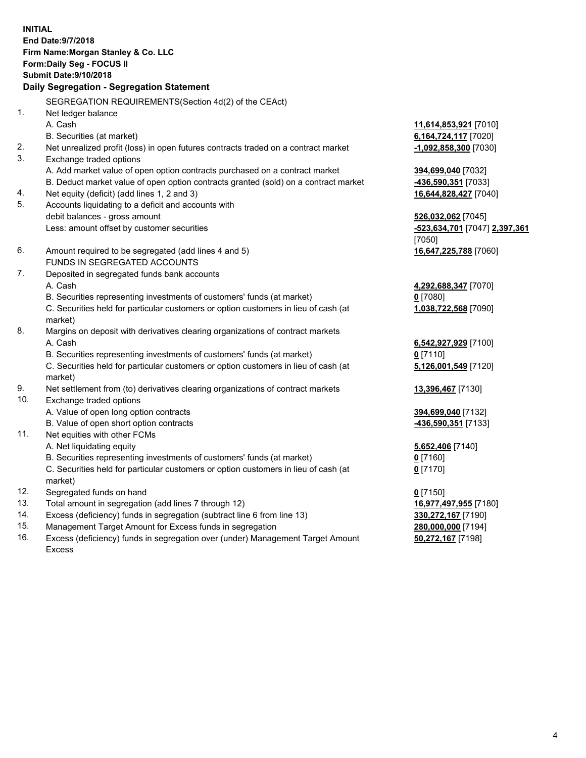**INITIAL**
**End Date:9/7/2018**
**Firm Name:Morgan Stanley & Co. LLC**
**Form:Daily Seg - FOCUS II**
**Submit Date:9/10/2018**

## Daily Segregation - Segregation Statement

| | | |
|---|---|---|
| | SEGREGATION REQUIREMENTS(Section 4d(2) of the CEAct) | |
| 1. | Net ledger balance | |
| | A. Cash | **11,614,853,921** [7010] |
| | B. Securities (at market) | **6,164,724,117** [7020] |
| 2. | Net unrealized profit (loss) in open futures contracts traded on a contract market | **-1,092,858,300** [7030] |
| 3. | Exchange traded options | |
| | A. Add market value of open option contracts purchased on a contract market | **394,699,040** [7032] |
| | B. Deduct market value of open option contracts granted (sold) on a contract market | **-436,590,351** [7033] |
| 4. | Net equity (deficit) (add lines 1, 2 and 3) | **16,644,828,427** [7040] |
| 5. | Accounts liquidating to a deficit and accounts with debit balances - gross amount | **526,032,062** [7045] |
| | Less: amount offset by customer securities | **-523,634,701** [7047] **2,397,361** [7050] |
| 6. | Amount required to be segregated (add lines 4 and 5) | **16,647,225,788** [7060] |
| | FUNDS IN SEGREGATED ACCOUNTS | |
| 7. | Deposited in segregated funds bank accounts | |
| | A. Cash | **4,292,688,347** [7070] |
| | B. Securities representing investments of customers' funds (at market) | **0** [7080] |
| | C. Securities held for particular customers or option customers in lieu of cash (at market) | **1,038,722,568** [7090] |
| 8. | Margins on deposit with derivatives clearing organizations of contract markets | |
| | A. Cash | **6,542,927,929** [7100] |
| | B. Securities representing investments of customers' funds (at market) | **0** [7110] |
| | C. Securities held for particular customers or option customers in lieu of cash (at market) | **5,126,001,549** [7120] |
| 9. | Net settlement from (to) derivatives clearing organizations of contract markets | **13,396,467** [7130] |
| 10. | Exchange traded options | |
| | A. Value of open long option contracts | **394,699,040** [7132] |
| | B. Value of open short option contracts | **-436,590,351** [7133] |
| 11. | Net equities with other FCMs | |
| | A. Net liquidating equity | **5,652,406** [7140] |
| | B. Securities representing investments of customers' funds (at market) | **0** [7160] |
| | C. Securities held for particular customers or option customers in lieu of cash (at market) | **0** [7170] |
| 12. | Segregated funds on hand | **0** [7150] |
| 13. | Total amount in segregation (add lines 7 through 12) | **16,977,497,955** [7180] |
| 14. | Excess (deficiency) funds in segregation (subtract line 6 from line 13) | **330,272,167** [7190] |
| 15. | Management Target Amount for Excess funds in segregation | **280,000,000** [7194] |
| 16. | Excess (deficiency) funds in segregation over (under) Management Target Amount Excess | **50,272,167** [7198] |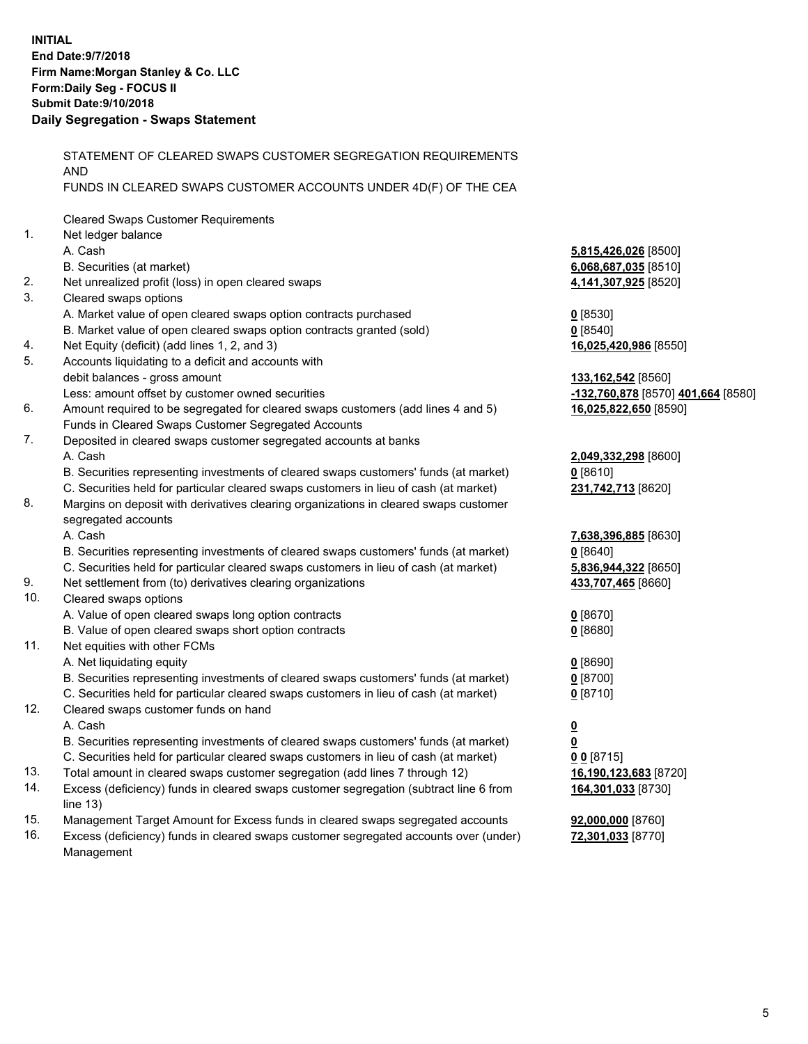**INITIAL**
**End Date:9/7/2018**
**Firm Name:Morgan Stanley & Co. LLC**
**Form:Daily Seg - FOCUS II**
**Submit Date:9/10/2018**
**Daily Segregation - Swaps Statement**

STATEMENT OF CLEARED SWAPS CUSTOMER SEGREGATION REQUIREMENTS AND FUNDS IN CLEARED SWAPS CUSTOMER ACCOUNTS UNDER 4D(F) OF THE CEA

| | | |
|---|---|---|
| | Cleared Swaps Customer Requirements | |
| 1. | Net ledger balance | |
| | A. Cash | **5,815,426,026** [8500] |
| | B. Securities (at market) | **6,068,687,035** [8510] |
| 2. | Net unrealized profit (loss) in open cleared swaps | **4,141,307,925** [8520] |
| 3. | Cleared swaps options | |
| | A. Market value of open cleared swaps option contracts purchased | **0** [8530] |
| | B. Market value of open cleared swaps option contracts granted (sold) | **0** [8540] |
| 4. | Net Equity (deficit) (add lines 1, 2, and 3) | **16,025,420,986** [8550] |
| 5. | Accounts liquidating to a deficit and accounts with debit balances - gross amount | **133,162,542** [8560] |
| | Less: amount offset by customer owned securities | **-132,760,878** [8570] **401,664** [8580] |
| 6. | Amount required to be segregated for cleared swaps customers (add lines 4 and 5) | **16,025,822,650** [8590] |
| | Funds in Cleared Swaps Customer Segregated Accounts | |
| 7. | Deposited in cleared swaps customer segregated accounts at banks | |
| | A. Cash | **2,049,332,298** [8600] |
| | B. Securities representing investments of cleared swaps customers' funds (at market) | **0** [8610] |
| | C. Securities held for particular cleared swaps customers in lieu of cash (at market) | **231,742,713** [8620] |
| 8. | Margins on deposit with derivatives clearing organizations in cleared swaps customer segregated accounts | |
| | A. Cash | **7,638,396,885** [8630] |
| | B. Securities representing investments of cleared swaps customers' funds (at market) | **0** [8640] |
| | C. Securities held for particular cleared swaps customers in lieu of cash (at market) | **5,836,944,322** [8650] |
| 9. | Net settlement from (to) derivatives clearing organizations | **433,707,465** [8660] |
| 10. | Cleared swaps options | |
| | A. Value of open cleared swaps long option contracts | **0** [8670] |
| | B. Value of open cleared swaps short option contracts | **0** [8680] |
| 11. | Net equities with other FCMs | |
| | A. Net liquidating equity | **0** [8690] |
| | B. Securities representing investments of cleared swaps customers' funds (at market) | **0** [8700] |
| | C. Securities held for particular cleared swaps customers in lieu of cash (at market) | **0** [8710] |
| 12. | Cleared swaps customer funds on hand | |
| | A. Cash | **0** |
| | B. Securities representing investments of cleared swaps customers' funds (at market) | **0** |
| | C. Securities held for particular cleared swaps customers in lieu of cash (at market) | **0** **0** [8715] |
| 13. | Total amount in cleared swaps customer segregation (add lines 7 through 12) | **16,190,123,683** [8720] |
| 14. | Excess (deficiency) funds in cleared swaps customer segregation (subtract line 6 from line 13) | **164,301,033** [8730] |
| 15. | Management Target Amount for Excess funds in cleared swaps segregated accounts | **92,000,000** [8760] |
| 16. | Excess (deficiency) funds in cleared swaps customer segregated accounts over (under) Management | **72,301,033** [8770] |